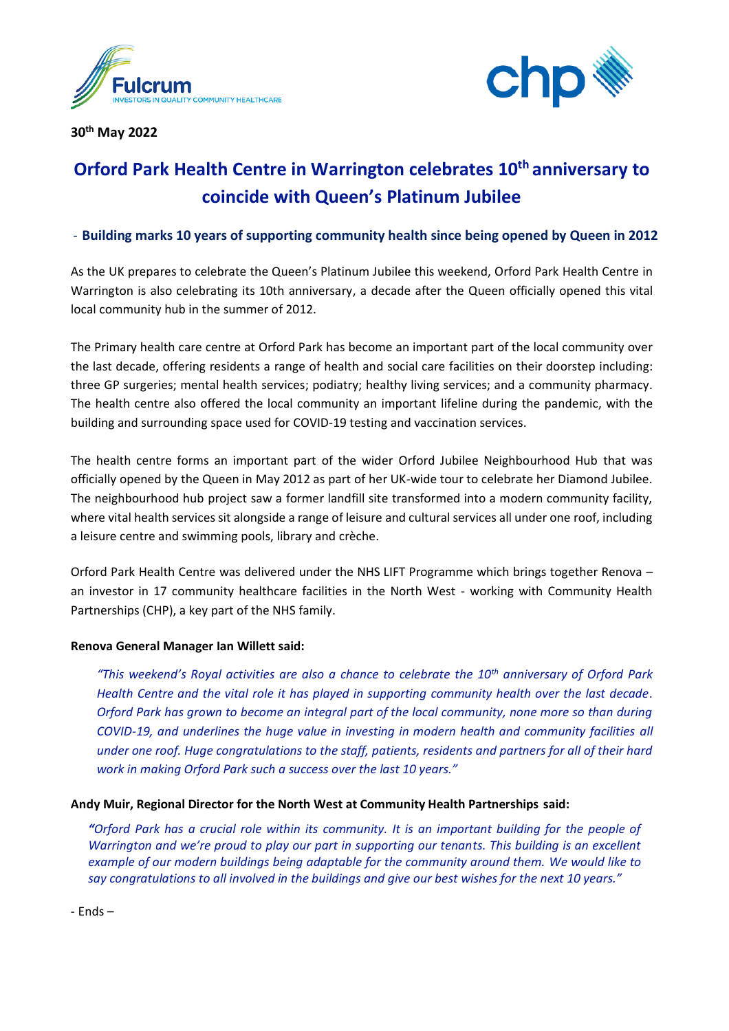30th May 2022

# Orford Park Health Centre in Warrington celebrates 10th anniversary to coincide with Queen's Platinum Jubilee

## - Building marks 10 years of supporting community health since being opened by Queen in 2012

As the UK prepares to celebrate the Queen's Platinum Jubilee this weekend, Orford Park Health Centre in Warrington is also celebrating its 10th anniversary, a decade after the Queen officially opened this vital local community hub in the summer of 2012.

The Primary health care centre at Orford Park has become an important part of the local community over the last decade, offering residents a range of health and social care facilities on their doorstep including: three GP surgeries; mental health services; podiatry; healthy living services; and a community pharmacy. The health centre also offered the local community an important lifeline during the pandemic, with the building and surrounding space used for COVID-19 testing and vaccination services.

The health centre forms an important part of the wider Orford Jubilee Neighbourhood Hub that was officially opened by the Queen in May 2012 as part of her UK-wide tour to celebrate her Diamond Jubilee. The neighbourhood hub project saw a former landfill site transformed into a modern community facility, where vital health services sit alongside a range of leisure and cultural services all under one roof, including a leisure centre and swimming pools, library and crèche.

Orford Park Health Centre was delivered under the NHS LIFT Programme which brings together Renova – an investor in 17 community healthcare facilities in the North West - working with Community Health Partnerships (CHP), a key part of the NHS family.

**Renova General Manager Ian Willett said:**

*"This weekend's Royal activities are also a chance to celebrate the 10th anniversary of Orford Park Health Centre and the vital role it has played in supporting community health over the last decade. Orford Park has grown to become an integral part of the local community, none more so than during COVID-19, and underlines the huge value in investing in modern health and community facilities all under one roof. Huge congratulations to the staff, patients, residents and partners for all of their hard work in making Orford Park such a success over the last 10 years."*

**Andy Muir, Regional Director for the North West at Community Health Partnerships said:**

*"Orford Park has a crucial role within its community. It is an important building for the people of Warrington and we're proud to play our part in supporting our tenants. This building is an excellent example of our modern buildings being adaptable for the community around them. We would like to say congratulations to all involved in the buildings and give our best wishes for the next 10 years."*

- Ends –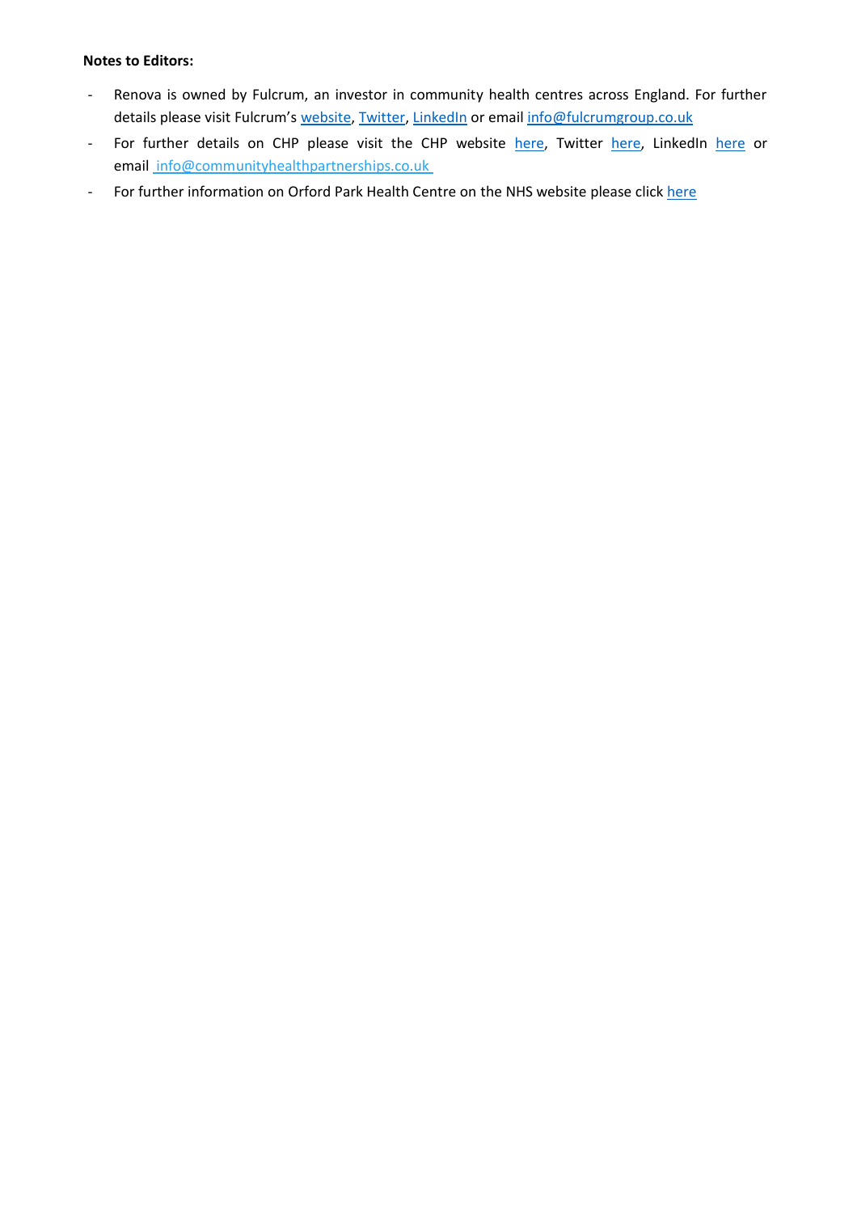**Notes to Editors:**

- Renova is owned by Fulcrum, an investor in community health centres across England. For further details please visit Fulcrum's website, Twitter, LinkedIn or email info@fulcrumgroup.co.uk
- For further details on CHP please visit the CHP website here, Twitter here, LinkedIn here or email info@communityhealthpartnerships.co.uk
- For further information on Orford Park Health Centre on the NHS website please click here